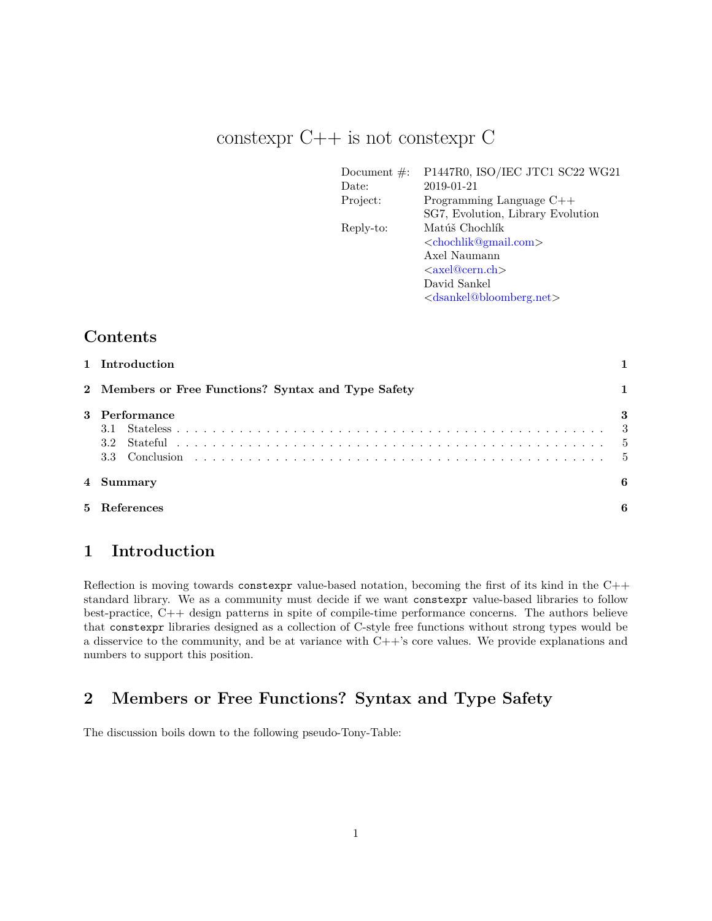# constexpr C++ is not constexpr C

| | |
|---|---|
| Document #: | P1447R0, ISO/IEC JTC1 SC22 WG21 |
| Date: | 2019-01-21 |
| Project: | Programming Language C++ |
| | SG7, Evolution, Library Evolution |
| Reply-to: | Matúš Chochlík |
| | <chochlik@gmail.com> |
| | Axel Naumann |
| | <axel@cern.ch> |
| | David Sankel |
| | <dsankel@bloomberg.net> |

## Contents

- 1 Introduction — 1
- 2 Members or Free Functions? Syntax and Type Safety — 1
- 3 Performance — 3
  - 3.1 Stateless — 3
  - 3.2 Stateful — 5
  - 3.3 Conclusion — 5
- 4 Summary — 6
- 5 References — 6

## 1 Introduction

Reflection is moving towards `constexpr` value-based notation, becoming the first of its kind in the C++ standard library. We as a community must decide if we want `constexpr` value-based libraries to follow best-practice, C++ design patterns in spite of compile-time performance concerns. The authors believe that `constexpr` libraries designed as a collection of C-style free functions without strong types would be a disservice to the community, and be at variance with C++'s core values. We provide explanations and numbers to support this position.

## 2 Members or Free Functions? Syntax and Type Safety

The discussion boils down to the following pseudo-Tony-Table: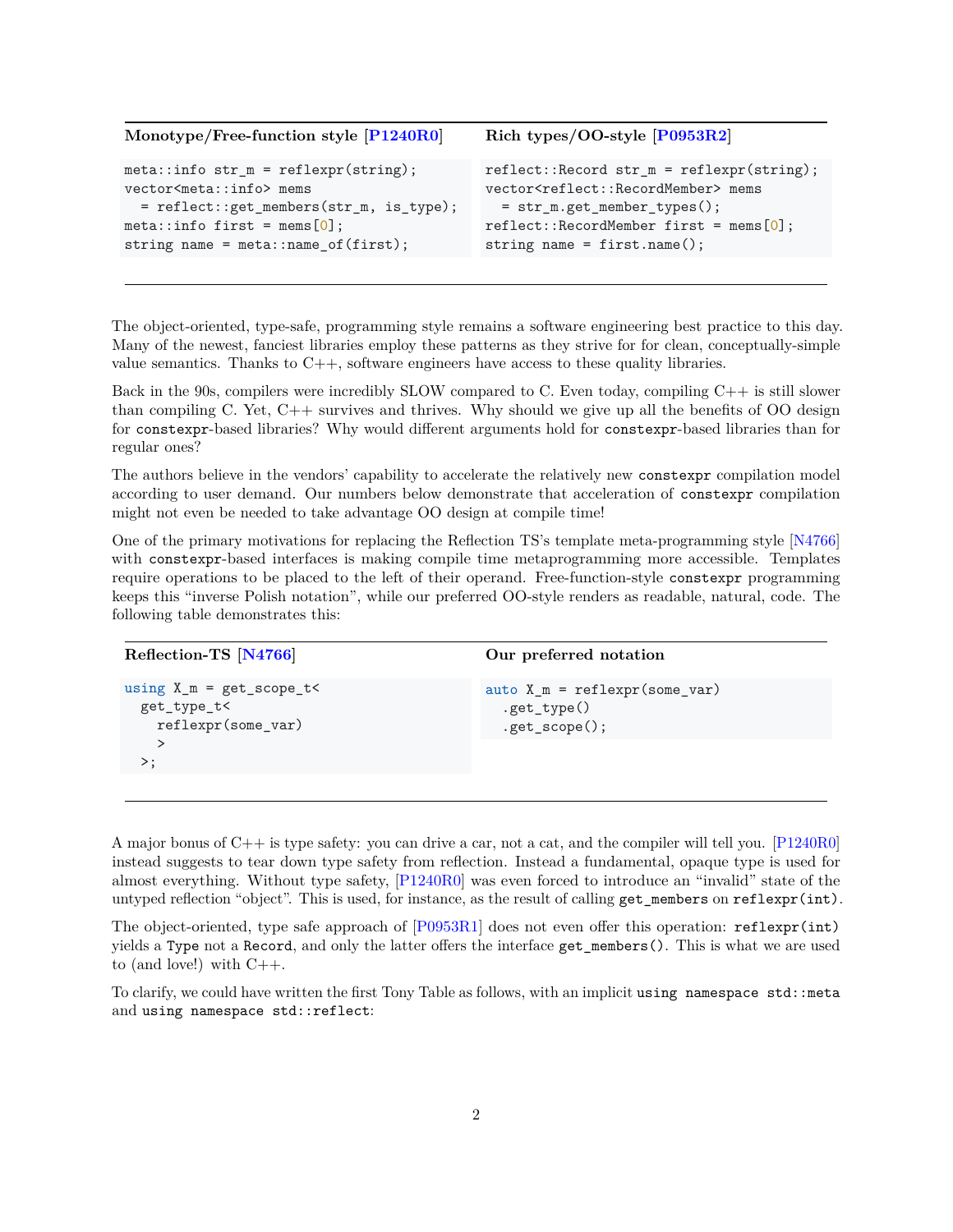| Monotype/Free-function style [P1240R0] | Rich types/OO-style [P0953R2] |
| --- | --- |
| <pre>meta::info str_m = reflexpr(string);<br>vector<meta::info> mems<br>  = reflect::get_members(str_m, is_type);<br>meta::info first = mems[0];<br>string name = meta::name_of(first);</pre> | <pre>reflect::Record str_m = reflexpr(string);<br>vector<reflect::RecordMember> mems<br>  = str_m.get_member_types();<br>reflect::RecordMember first = mems[0];<br>string name = first.name();</pre> |

The object-oriented, type-safe, programming style remains a software engineering best practice to this day. Many of the newest, fanciest libraries employ these patterns as they strive for for clean, conceptually-simple value semantics. Thanks to C++, software engineers have access to these quality libraries.

Back in the 90s, compilers were incredibly SLOW compared to C. Even today, compiling C++ is still slower than compiling C. Yet, C++ survives and thrives. Why should we give up all the benefits of OO design for `constexpr`-based libraries? Why would different arguments hold for `constexpr`-based libraries than for regular ones?

The authors believe in the vendors' capability to accelerate the relatively new `constexpr` compilation model according to user demand. Our numbers below demonstrate that acceleration of `constexpr` compilation might not even be needed to take advantage OO design at compile time!

One of the primary motivations for replacing the Reflection TS's template meta-programming style [N4766] with `constexpr`-based interfaces is making compile time metaprogramming more accessible. Templates require operations to be placed to the left of their operand. Free-function-style `constexpr` programming keeps this "inverse Polish notation", while our preferred OO-style renders as readable, natural, code. The following table demonstrates this:

| Reflection-TS [N4766] | Our preferred notation |
| --- | --- |
| <pre>using X_m = get_scope_t<<br>  get_type_t<<br>    reflexpr(some_var)<br>    ><br>  >;</pre> | <pre>auto X_m = reflexpr(some_var)<br>  .get_type()<br>  .get_scope();</pre> |

A major bonus of C++ is type safety: you can drive a car, not a cat, and the compiler will tell you. [P1240R0] instead suggests to tear down type safety from reflection. Instead a fundamental, opaque type is used for almost everything. Without type safety, [P1240R0] was even forced to introduce an "invalid" state of the untyped reflection "object". This is used, for instance, as the result of calling `get_members` on `reflexpr(int)`.

The object-oriented, type safe approach of [P0953R1] does not even offer this operation: `reflexpr(int)` yields a `Type` not a `Record`, and only the latter offers the interface `get_members()`. This is what we are used to (and love!) with C++.

To clarify, we could have written the first Tony Table as follows, with an implicit `using namespace std::meta` and `using namespace std::reflect`: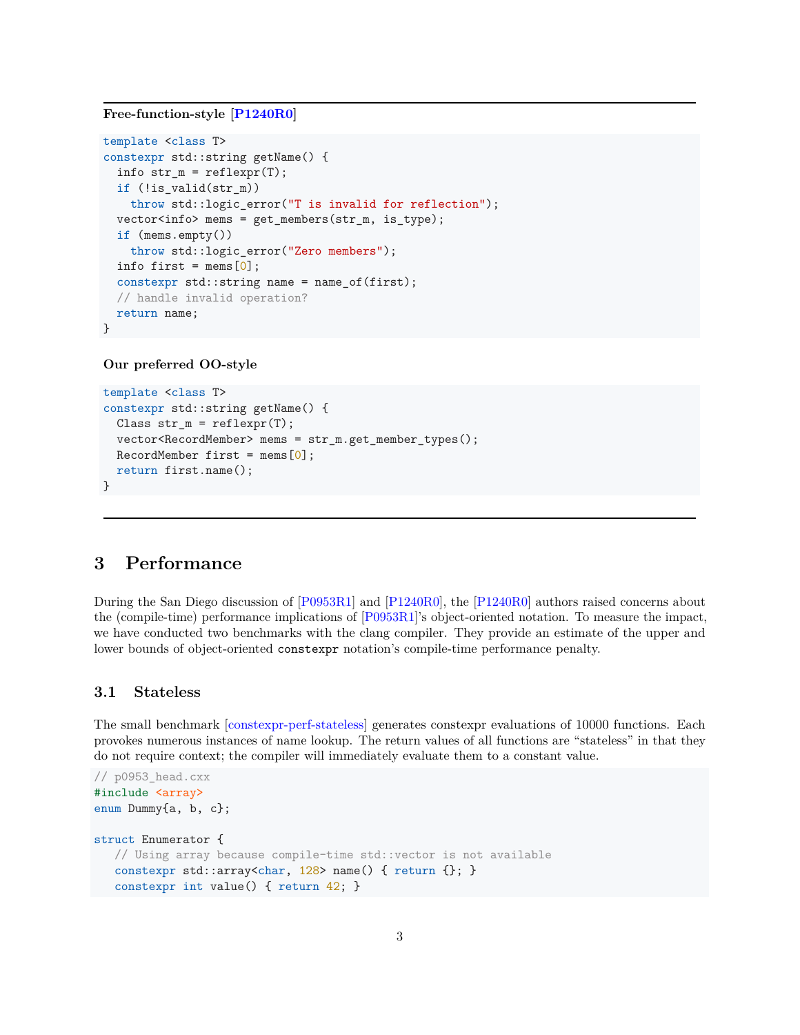**Free-function-style [P1240R0]**

```
template <class T>
constexpr std::string getName() {
  info str_m = reflexpr(T);
  if (!is_valid(str_m))
    throw std::logic_error("T is invalid for reflection");
  vector<info> mems = get_members(str_m, is_type);
  if (mems.empty())
    throw std::logic_error("Zero members");
  info first = mems[0];
  constexpr std::string name = name_of(first);
  // handle invalid operation?
  return name;
}
```

**Our preferred OO-style**

```
template <class T>
constexpr std::string getName() {
  Class str_m = reflexpr(T);
  vector<RecordMember> mems = str_m.get_member_types();
  RecordMember first = mems[0];
  return first.name();
}
```

## 3 Performance

During the San Diego discussion of [P0953R1] and [P1240R0], the [P1240R0] authors raised concerns about the (compile-time) performance implications of [P0953R1]'s object-oriented notation. To measure the impact, we have conducted two benchmarks with the clang compiler. They provide an estimate of the upper and lower bounds of object-oriented `constexpr` notation's compile-time performance penalty.

### 3.1 Stateless

The small benchmark [constexpr-perf-stateless] generates constexpr evaluations of 10000 functions. Each provokes numerous instances of name lookup. The return values of all functions are "stateless" in that they do not require context; the compiler will immediately evaluate them to a constant value.

```
// p0953_head.cxx
#include <array>
enum Dummy{a, b, c};

struct Enumerator {
   // Using array because compile-time std::vector is not available
   constexpr std::array<char, 128> name() { return {}; }
   constexpr int value() { return 42; }
```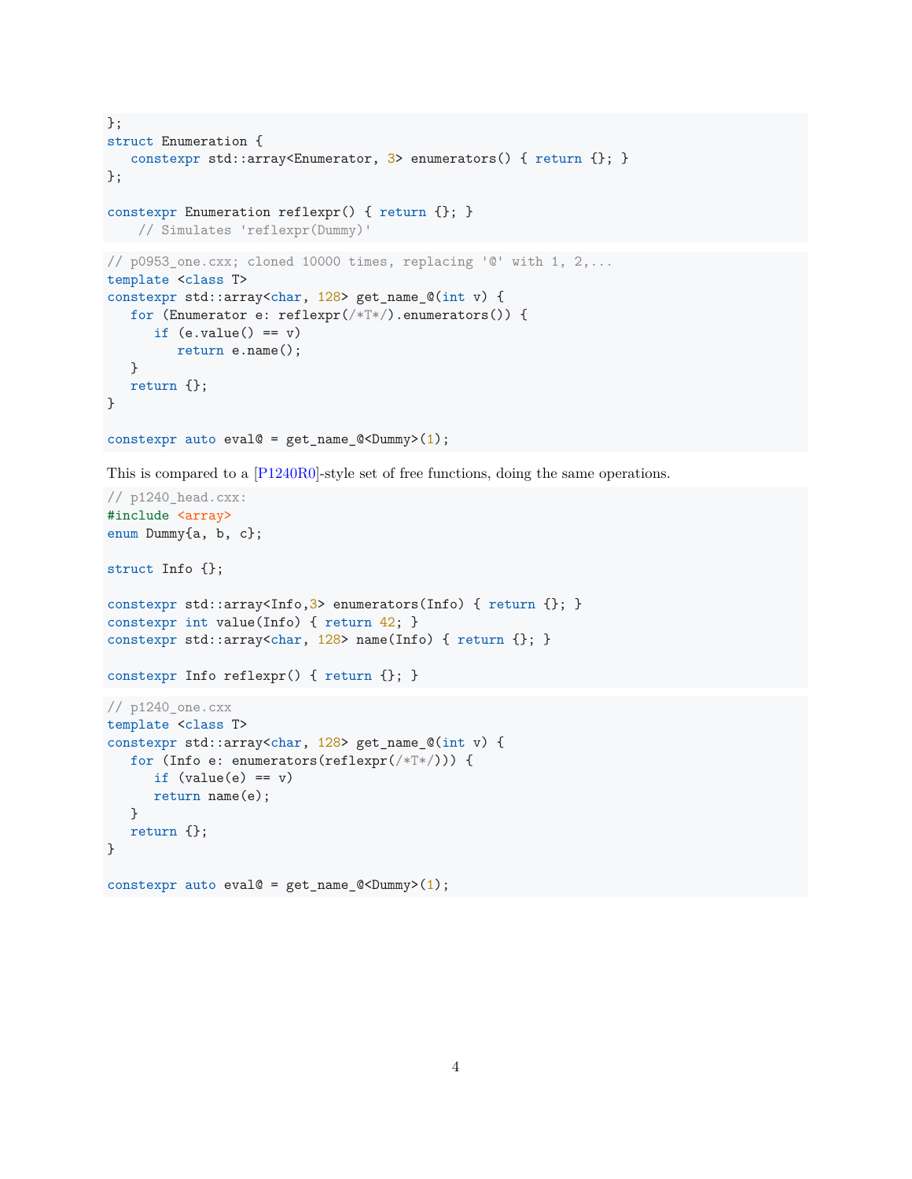```
};
struct Enumeration {
   constexpr std::array<Enumerator, 3> enumerators() { return {}; }
};

constexpr Enumeration reflexpr() { return {}; }
    // Simulates 'reflexpr(Dummy)'
```

```
// p0953_one.cxx; cloned 10000 times, replacing '@' with 1, 2,...
template <class T>
constexpr std::array<char, 128> get_name_@(int v) {
   for (Enumerator e: reflexpr(/*T*/).enumerators()) {
      if (e.value() == v)
         return e.name();
   }
   return {};
}

constexpr auto eval@ = get_name_@<Dummy>(1);
```

This is compared to a [P1240R0]-style set of free functions, doing the same operations.

```
// p1240_head.cxx:
#include <array>
enum Dummy{a, b, c};

struct Info {};

constexpr std::array<Info,3> enumerators(Info) { return {}; }
constexpr int value(Info) { return 42; }
constexpr std::array<char, 128> name(Info) { return {}; }

constexpr Info reflexpr() { return {}; }
```

```
// p1240_one.cxx
template <class T>
constexpr std::array<char, 128> get_name_@(int v) {
   for (Info e: enumerators(reflexpr(/*T*/))) {
      if (value(e) == v)
      return name(e);
   }
   return {};
}

constexpr auto eval@ = get_name_@<Dummy>(1);
```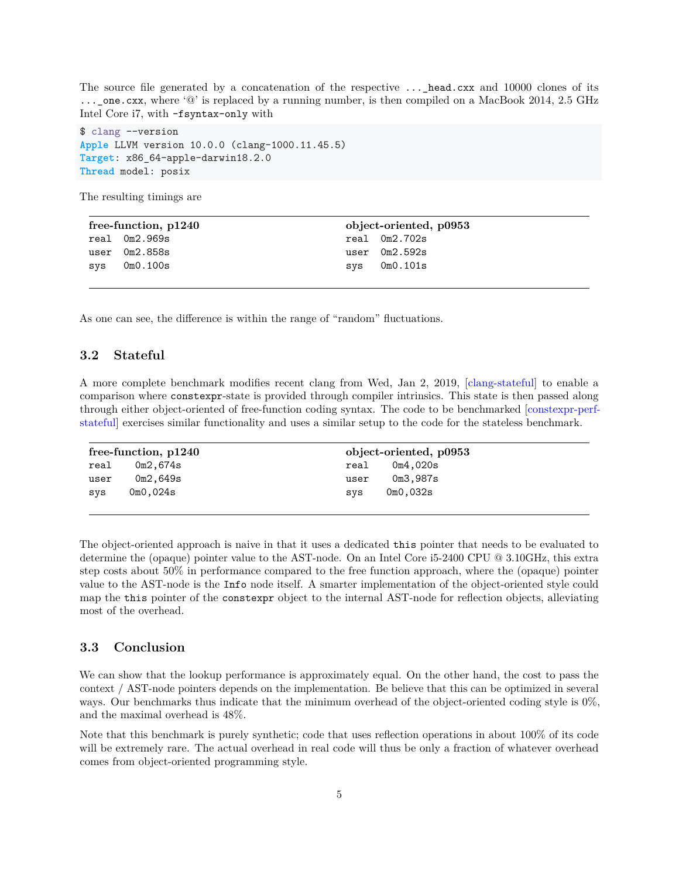The source file generated by a concatenation of the respective `..._head.cxx` and 10000 clones of its `..._one.cxx`, where '@' is replaced by a running number, is then compiled on a MacBook 2014, 2.5 GHz Intel Core i7, with `-fsyntax-only` with

```
$ clang --version
Apple LLVM version 10.0.0 (clang-1000.11.45.5)
Target: x86_64-apple-darwin18.2.0
Thread model: posix
```

The resulting timings are

| free-function, p1240 | object-oriented, p0953 |
|---|---|
| `real 0m2.969s` | `real 0m2.702s` |
| `user 0m2.858s` | `user 0m2.592s` |
| `sys 0m0.100s` | `sys 0m0.101s` |

As one can see, the difference is within the range of "random" fluctuations.

## 3.2 Stateful

A more complete benchmark modifies recent clang from Wed, Jan 2, 2019, [clang-stateful] to enable a comparison where `constexpr`-state is provided through compiler intrinsics. This state is then passed along through either object-oriented of free-function coding syntax. The code to be benchmarked [constexpr-perf-stateful] exercises similar functionality and uses a similar setup to the code for the stateless benchmark.

| free-function, p1240 | object-oriented, p0953 |
|---|---|
| `real 0m2,674s` | `real 0m4,020s` |
| `user 0m2,649s` | `user 0m3,987s` |
| `sys 0m0,024s` | `sys 0m0,032s` |

The object-oriented approach is naive in that it uses a dedicated `this` pointer that needs to be evaluated to determine the (opaque) pointer value to the AST-node. On an Intel Core i5-2400 CPU @ 3.10GHz, this extra step costs about 50% in performance compared to the free function approach, where the (opaque) pointer value to the AST-node is the `Info` node itself. A smarter implementation of the object-oriented style could map the `this` pointer of the `constexpr` object to the internal AST-node for reflection objects, alleviating most of the overhead.

## 3.3 Conclusion

We can show that the lookup performance is approximately equal. On the other hand, the cost to pass the context / AST-node pointers depends on the implementation. Be believe that this can be optimized in several ways. Our benchmarks thus indicate that the minimum overhead of the object-oriented coding style is 0%, and the maximal overhead is 48%.

Note that this benchmark is purely synthetic; code that uses reflection operations in about 100% of its code will be extremely rare. The actual overhead in real code will thus be only a fraction of whatever overhead comes from object-oriented programming style.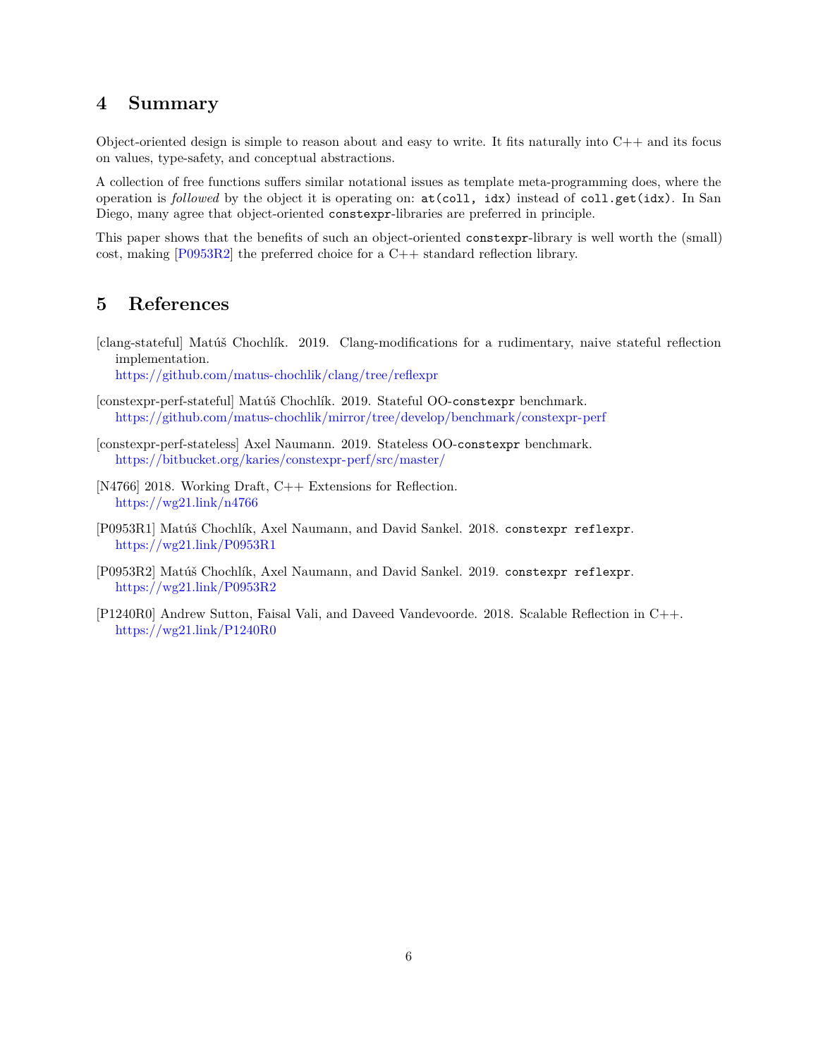## 4 Summary

Object-oriented design is simple to reason about and easy to write. It fits naturally into C++ and its focus on values, type-safety, and conceptual abstractions.

A collection of free functions suffers similar notational issues as template meta-programming does, where the operation is *followed* by the object it is operating on: `at(coll, idx)` instead of `coll.get(idx)`. In San Diego, many agree that object-oriented `constexpr`-libraries are preferred in principle.

This paper shows that the benefits of such an object-oriented `constexpr`-library is well worth the (small) cost, making [P0953R2] the preferred choice for a C++ standard reflection library.

## 5 References

[clang-stateful] Matúš Chochlík. 2019. Clang-modifications for a rudimentary, naive stateful reflection implementation.
https://github.com/matus-chochlik/clang/tree/reflexpr

[constexpr-perf-stateful] Matúš Chochlík. 2019. Stateful OO-`constexpr` benchmark.
https://github.com/matus-chochlik/mirror/tree/develop/benchmark/constexpr-perf

[constexpr-perf-stateless] Axel Naumann. 2019. Stateless OO-`constexpr` benchmark.
https://bitbucket.org/karies/constexpr-perf/src/master/

[N4766] 2018. Working Draft, C++ Extensions for Reflection.
https://wg21.link/n4766

[P0953R1] Matúš Chochlík, Axel Naumann, and David Sankel. 2018. `constexpr reflexpr`.
https://wg21.link/P0953R1

[P0953R2] Matúš Chochlík, Axel Naumann, and David Sankel. 2019. `constexpr reflexpr`.
https://wg21.link/P0953R2

[P1240R0] Andrew Sutton, Faisal Vali, and Daveed Vandevoorde. 2018. Scalable Reflection in C++.
https://wg21.link/P1240R0